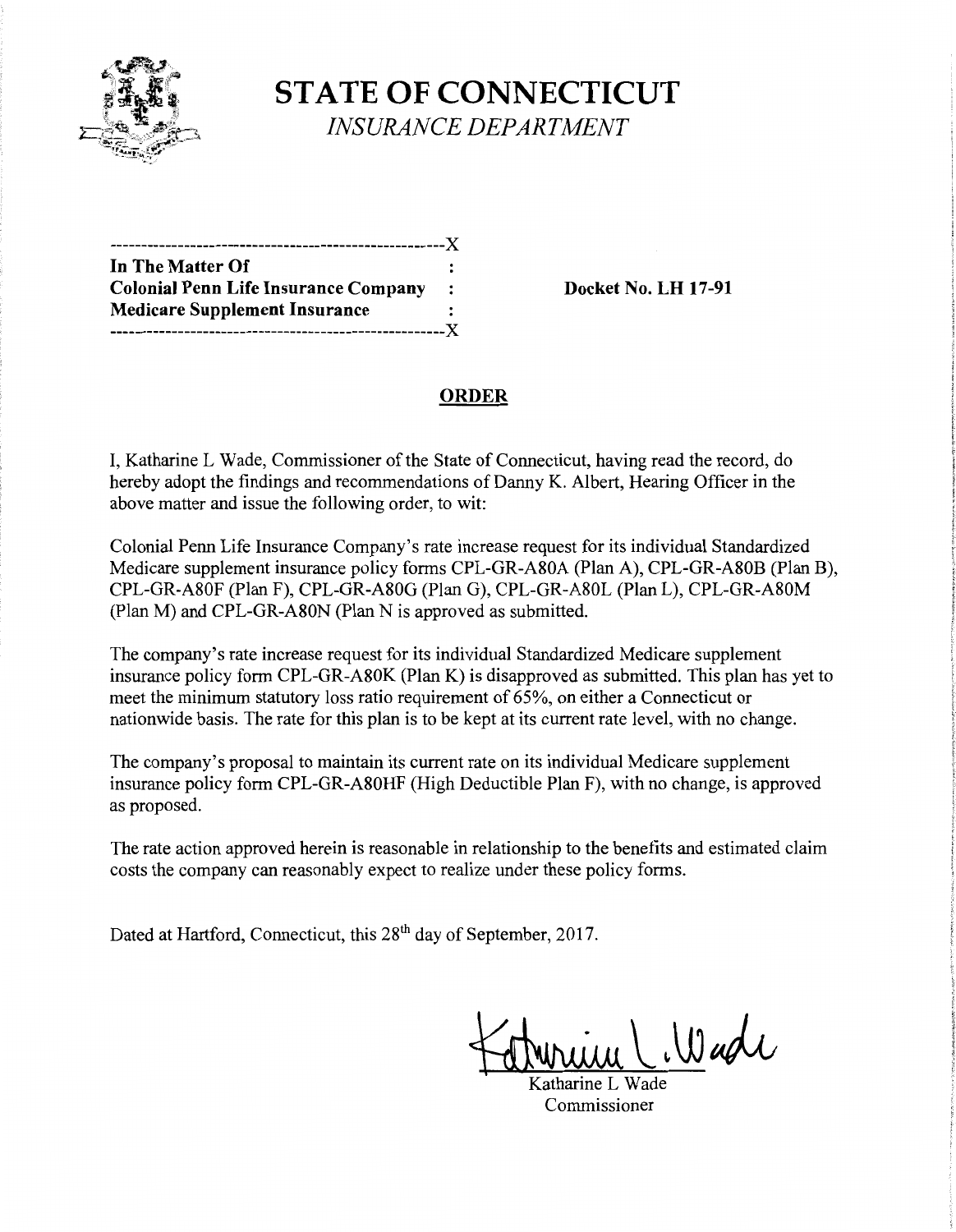# STATE OF CONNECTICUT

*INSURANCE DEPARTMENT*

```
------------------------------------------------------X
In The Matter Of                                     :
Colonial Penn Life Insurance Company                 :
Medicare Supplement Insurance                        :
------------------------------------------------------X
```

**Docket No. LH 17-91**

## ORDER

I, Katharine L Wade, Commissioner of the State of Connecticut, having read the record, do hereby adopt the findings and recommendations of Danny K. Albert, Hearing Officer in the above matter and issue the following order, to wit:

Colonial Penn Life Insurance Company's rate increase request for its individual Standardized Medicare supplement insurance policy forms CPL-GR-A80A (Plan A), CPL-GR-A80B (Plan B), CPL-GR-A80F (Plan F), CPL-GR-A80G (Plan G), CPL-GR-A80L (Plan L), CPL-GR-A80M (Plan M) and CPL-GR-A80N (Plan N is approved as submitted.

The company's rate increase request for its individual Standardized Medicare supplement insurance policy form CPL-GR-A80K (Plan K) is disapproved as submitted. This plan has yet to meet the minimum statutory loss ratio requirement of 65%, on either a Connecticut or nationwide basis. The rate for this plan is to be kept at its current rate level, with no change.

The company's proposal to maintain its current rate on its individual Medicare supplement insurance policy form CPL-GR-A80HF (High Deductible Plan F), with no change, is approved as proposed.

The rate action approved herein is reasonable in relationship to the benefits and estimated claim costs the company can reasonably expect to realize under these policy forms.

Dated at Hartford, Connecticut, this 28th day of September, 2017.

Katharine L Wade
Commissioner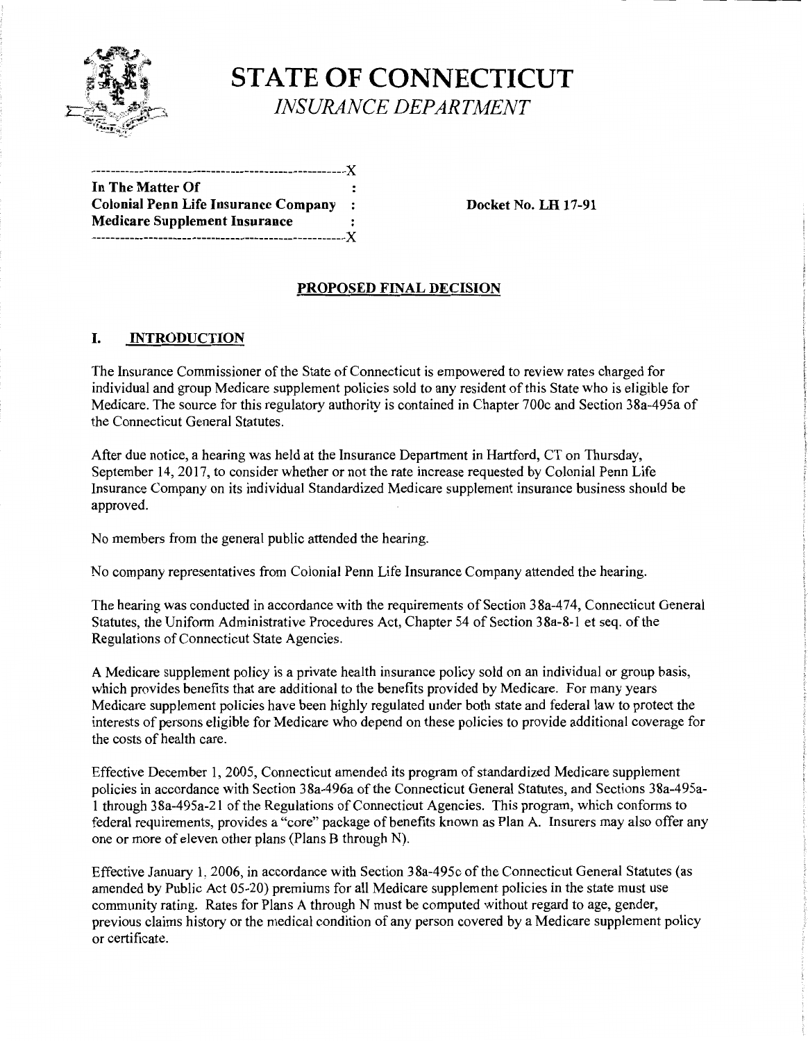# STATE OF CONNECTICUT

*INSURANCE DEPARTMENT*

```
------------------------------------------------------X
In The Matter Of                                    :
Colonial Penn Life Insurance Company                :
Medicare Supplement Insurance                       :
------------------------------------------------------X
```

**Docket No. LH 17-91**

## PROPOSED FINAL DECISION

## I. INTRODUCTION

The Insurance Commissioner of the State of Connecticut is empowered to review rates charged for individual and group Medicare supplement policies sold to any resident of this State who is eligible for Medicare. The source for this regulatory authority is contained in Chapter 700c and Section 38a-495a of the Connecticut General Statutes.

After due notice, a hearing was held at the Insurance Department in Hartford, CT on Thursday, September 14, 2017, to consider whether or not the rate increase requested by Colonial Penn Life Insurance Company on its individual Standardized Medicare supplement insurance business should be approved.

No members from the general public attended the hearing.

No company representatives from Colonial Penn Life Insurance Company attended the hearing.

The hearing was conducted in accordance with the requirements of Section 38a-474, Connecticut General Statutes, the Uniform Administrative Procedures Act, Chapter 54 of Section 38a-8-1 et seq. of the Regulations of Connecticut State Agencies.

A Medicare supplement policy is a private health insurance policy sold on an individual or group basis, which provides benefits that are additional to the benefits provided by Medicare. For many years Medicare supplement policies have been highly regulated under both state and federal law to protect the interests of persons eligible for Medicare who depend on these policies to provide additional coverage for the costs of health care.

Effective December 1, 2005, Connecticut amended its program of standardized Medicare supplement policies in accordance with Section 38a-496a of the Connecticut General Statutes, and Sections 38a-495a-1 through 38a-495a-21 of the Regulations of Connecticut Agencies. This program, which conforms to federal requirements, provides a "core" package of benefits known as Plan A. Insurers may also offer any one or more of eleven other plans (Plans B through N).

Effective January 1, 2006, in accordance with Section 38a-495c of the Connecticut General Statutes (as amended by Public Act 05-20) premiums for all Medicare supplement policies in the state must use community rating. Rates for Plans A through N must be computed without regard to age, gender, previous claims history or the medical condition of any person covered by a Medicare supplement policy or certificate.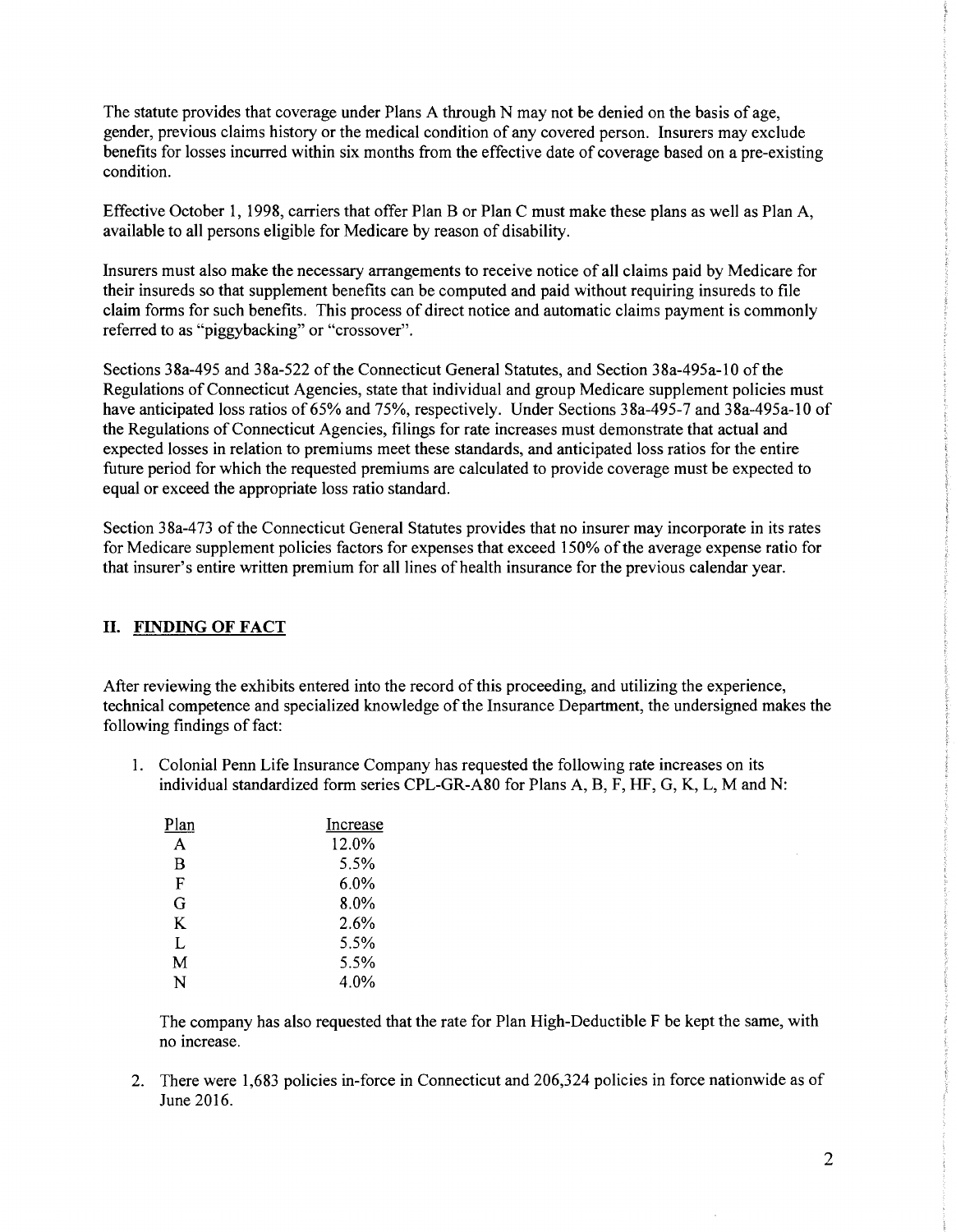The statute provides that coverage under Plans A through N may not be denied on the basis of age, gender, previous claims history or the medical condition of any covered person. Insurers may exclude benefits for losses incurred within six months from the effective date of coverage based on a pre-existing condition.

Effective October 1, 1998, carriers that offer Plan B or Plan C must make these plans as well as Plan A, available to all persons eligible for Medicare by reason of disability.

Insurers must also make the necessary arrangements to receive notice of all claims paid by Medicare for their insureds so that supplement benefits can be computed and paid without requiring insureds to file claim forms for such benefits. This process of direct notice and automatic claims payment is commonly referred to as "piggybacking" or "crossover".

Sections 38a-495 and 38a-522 of the Connecticut General Statutes, and Section 38a-495a-10 of the Regulations of Connecticut Agencies, state that individual and group Medicare supplement policies must have anticipated loss ratios of 65% and 75%, respectively. Under Sections 38a-495-7 and 38a-495a-10 of the Regulations of Connecticut Agencies, filings for rate increases must demonstrate that actual and expected losses in relation to premiums meet these standards, and anticipated loss ratios for the entire future period for which the requested premiums are calculated to provide coverage must be expected to equal or exceed the appropriate loss ratio standard.

Section 38a-473 of the Connecticut General Statutes provides that no insurer may incorporate in its rates for Medicare supplement policies factors for expenses that exceed 150% of the average expense ratio for that insurer's entire written premium for all lines of health insurance for the previous calendar year.

## II. FINDING OF FACT

After reviewing the exhibits entered into the record of this proceeding, and utilizing the experience, technical competence and specialized knowledge of the Insurance Department, the undersigned makes the following findings of fact:

1. Colonial Penn Life Insurance Company has requested the following rate increases on its individual standardized form series CPL-GR-A80 for Plans A, B, F, HF, G, K, L, M and N:

   | Plan | Increase |
   |---|---|
   | A | 12.0% |
   | B | 5.5% |
   | F | 6.0% |
   | G | 8.0% |
   | K | 2.6% |
   | L | 5.5% |
   | M | 5.5% |
   | N | 4.0% |

   The company has also requested that the rate for Plan High-Deductible F be kept the same, with no increase.

2. There were 1,683 policies in-force in Connecticut and 206,324 policies in force nationwide as of June 2016.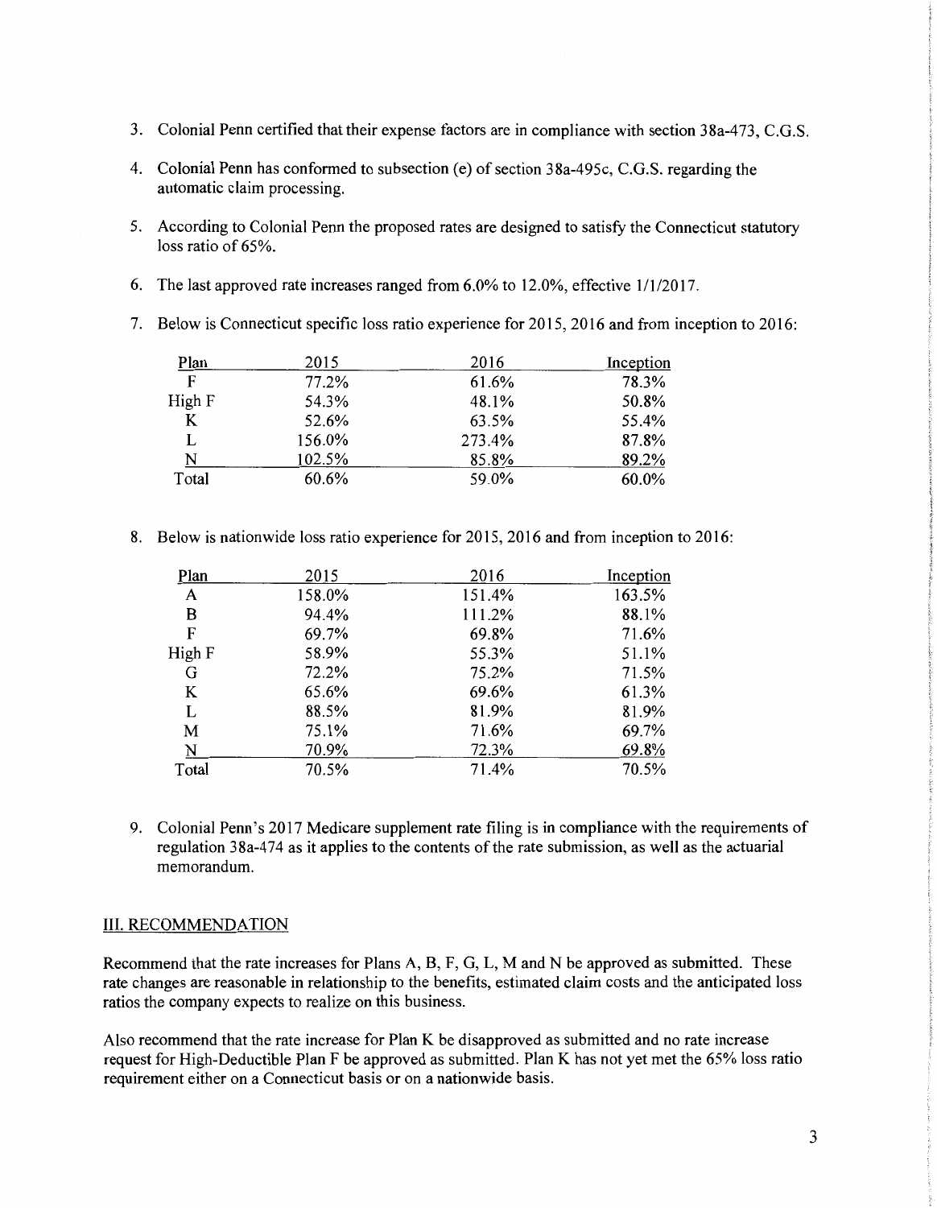3. Colonial Penn certified that their expense factors are in compliance with section 38a-473, C.G.S.

4. Colonial Penn has conformed to subsection (e) of section 38a-495c, C.G.S. regarding the automatic claim processing.

5. According to Colonial Penn the proposed rates are designed to satisfy the Connecticut statutory loss ratio of 65%.

6. The last approved rate increases ranged from 6.0% to 12.0%, effective 1/1/2017.

7. Below is Connecticut specific loss ratio experience for 2015, 2016 and from inception to 2016:

| Plan | 2015 | 2016 | Inception |
|---|---|---|---|
| F | 77.2% | 61.6% | 78.3% |
| High F | 54.3% | 48.1% | 50.8% |
| K | 52.6% | 63.5% | 55.4% |
| L | 156.0% | 273.4% | 87.8% |
| N | 102.5% | 85.8% | 89.2% |
| Total | 60.6% | 59.0% | 60.0% |

8. Below is nationwide loss ratio experience for 2015, 2016 and from inception to 2016:

| Plan | 2015 | 2016 | Inception |
|---|---|---|---|
| A | 158.0% | 151.4% | 163.5% |
| B | 94.4% | 111.2% | 88.1% |
| F | 69.7% | 69.8% | 71.6% |
| High F | 58.9% | 55.3% | 51.1% |
| G | 72.2% | 75.2% | 71.5% |
| K | 65.6% | 69.6% | 61.3% |
| L | 88.5% | 81.9% | 81.9% |
| M | 75.1% | 71.6% | 69.7% |
| N | 70.9% | 72.3% | 69.8% |
| Total | 70.5% | 71.4% | 70.5% |

9. Colonial Penn's 2017 Medicare supplement rate filing is in compliance with the requirements of regulation 38a-474 as it applies to the contents of the rate submission, as well as the actuarial memorandum.

## III. RECOMMENDATION

Recommend that the rate increases for Plans A, B, F, G, L, M and N be approved as submitted. These rate changes are reasonable in relationship to the benefits, estimated claim costs and the anticipated loss ratios the company expects to realize on this business.

Also recommend that the rate increase for Plan K be disapproved as submitted and no rate increase request for High-Deductible Plan F be approved as submitted. Plan K has not yet met the 65% loss ratio requirement either on a Connecticut basis or on a nationwide basis.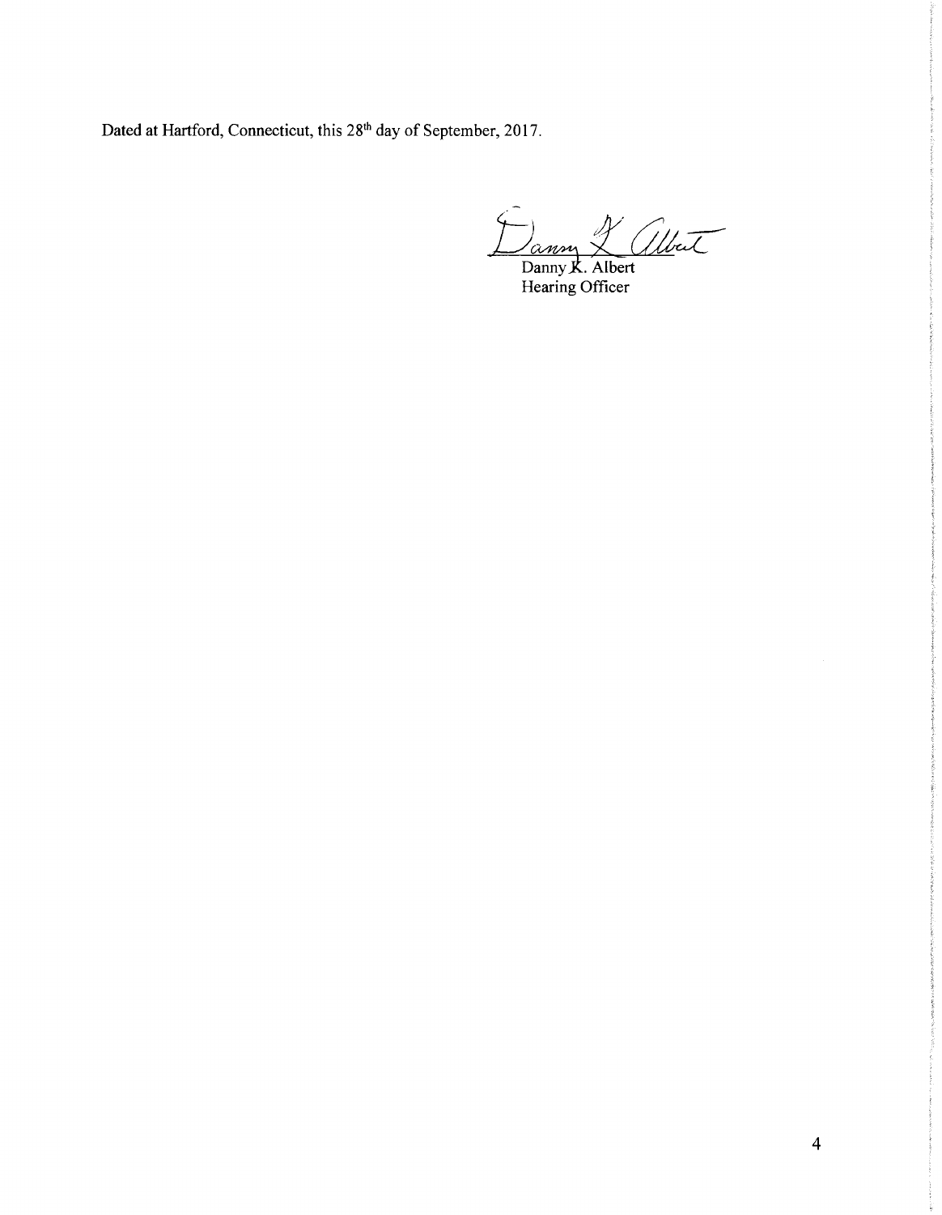Dated at Hartford, Connecticut, this 28th day of September, 2017.

Danny K. Albert
Hearing Officer